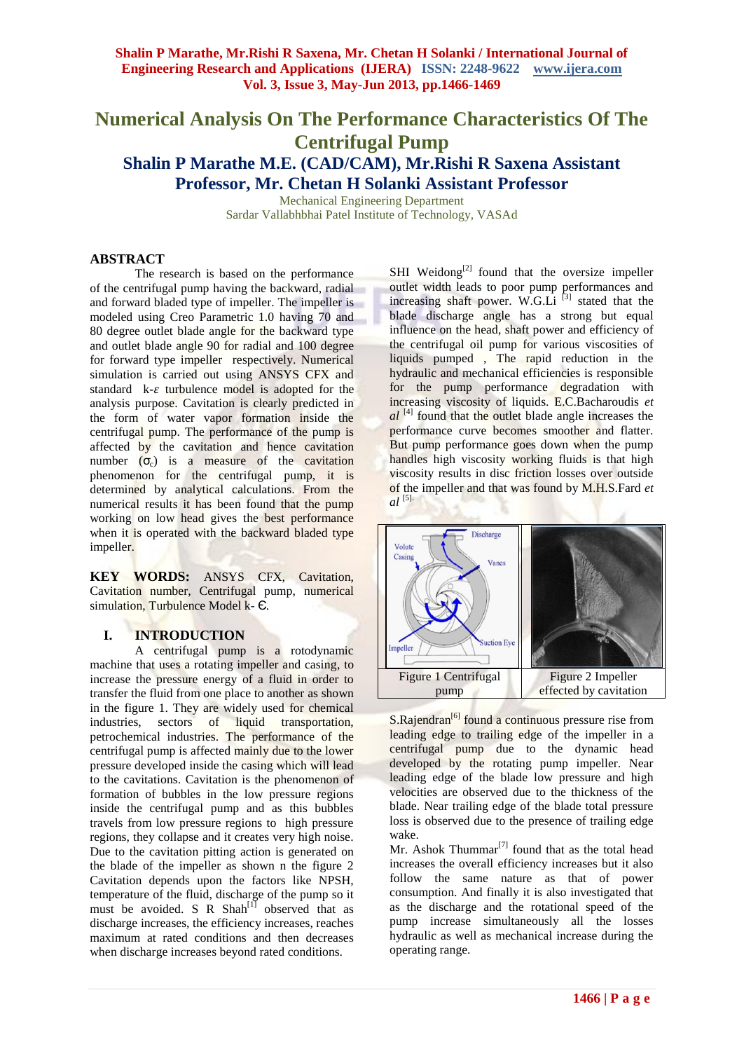# Numerical Analysis On The Performance Characteristics Of The Centrifugal Pump

## Shalin P Marathe M.E. (CAD/CAM), Mr.Rishi R Saxena Assistant Professor, Mr. Chetan H Solanki Assistant Professor

Mechanical Engineering Department
Sardar Vallabhbhai Patel Institute of Technology, VASAd

## ABSTRACT

The research is based on the performance of the centrifugal pump having the backward, radial and forward bladed type of impeller. The impeller is modeled using Creo Parametric 1.0 having 70 and 80 degree outlet blade angle for the backward type and outlet blade angle 90 for radial and 100 degree for forward type impeller respectively. Numerical simulation is carried out using ANSYS CFX and standard k-$\varepsilon$ turbulence model is adopted for the analysis purpose. Cavitation is clearly predicted in the form of water vapor formation inside the centrifugal pump. The performance of the pump is affected by the cavitation and hence cavitation number ($\sigma_c$) is a measure of the cavitation phenomenon for the centrifugal pump, it is determined by analytical calculations. From the numerical results it has been found that the pump working on low head gives the best performance when it is operated with the backward bladed type impeller.

**KEY WORDS:** ANSYS CFX, Cavitation, Cavitation number, Centrifugal pump, numerical simulation, Turbulence Model k- Є.

## I. INTRODUCTION

A centrifugal pump is a rotodynamic machine that uses a rotating impeller and casing, to increase the pressure energy of a fluid in order to transfer the fluid from one place to another as shown in the figure 1. They are widely used for chemical industries, sectors of liquid transportation, petrochemical industries. The performance of the centrifugal pump is affected mainly due to the lower pressure developed inside the casing which will lead to the cavitations. Cavitation is the phenomenon of formation of bubbles in the low pressure regions inside the centrifugal pump and as this bubbles travels from low pressure regions to high pressure regions, they collapse and it creates very high noise. Due to the cavitation pitting action is generated on the blade of the impeller as shown n the figure 2 Cavitation depends upon the factors like NPSH, temperature of the fluid, discharge of the pump so it must be avoided. S R Shah[1] observed that as discharge increases, the efficiency increases, reaches maximum at rated conditions and then decreases when discharge increases beyond rated conditions.

SHI Weidong[2] found that the oversize impeller outlet width leads to poor pump performances and increasing shaft power. W.G.Li [3] stated that the blade discharge angle has a strong but equal influence on the head, shaft power and efficiency of the centrifugal oil pump for various viscosities of liquids pumped , The rapid reduction in the hydraulic and mechanical efficiencies is responsible for the pump performance degradation with increasing viscosity of liquids. E.C.Bacharoudis *et al* [4] found that the outlet blade angle increases the performance curve becomes smoother and flatter. But pump performance goes down when the pump handles high viscosity working fluids is that high viscosity results in disc friction losses over outside of the impeller and that was found by M.H.S.Fard *et al* [5].

Figure 1 Centrifugal pump

Figure 2 Impeller effected by cavitation

S.Rajendran[6] found a continuous pressure rise from leading edge to trailing edge of the impeller in a centrifugal pump due to the dynamic head developed by the rotating pump impeller. Near leading edge of the blade low pressure and high velocities are observed due to the thickness of the blade. Near trailing edge of the blade total pressure loss is observed due to the presence of trailing edge wake.

Mr. Ashok Thummar[7] found that as the total head increases the overall efficiency increases but it also follow the same nature as that of power consumption. And finally it is also investigated that as the discharge and the rotational speed of the pump increase simultaneously all the losses hydraulic as well as mechanical increase during the operating range.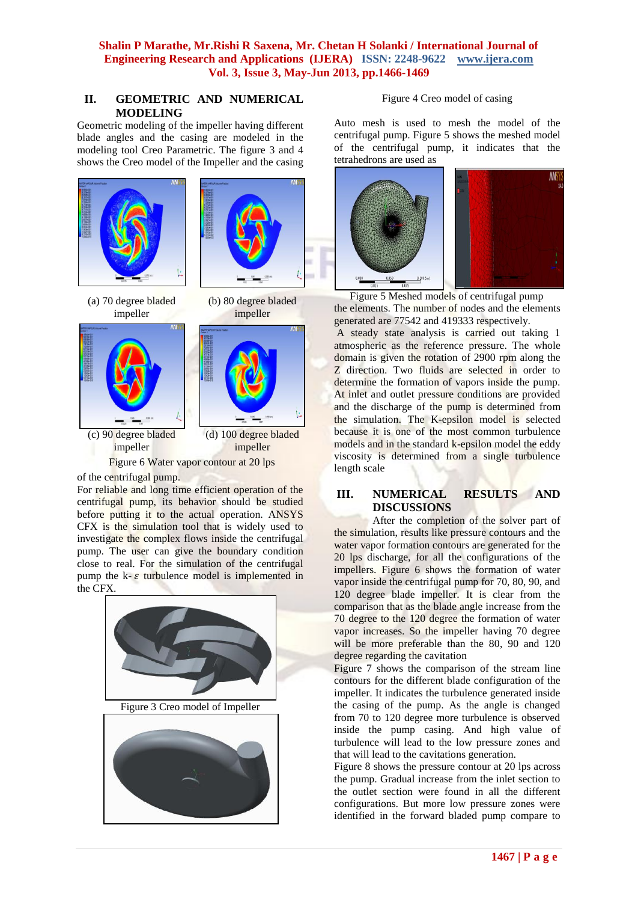## II. GEOMETRIC AND NUMERICAL MODELING

Geometric modeling of the impeller having different blade angles and the casing are modeled in the modeling tool Creo Parametric. The figure 3 and 4 shows the Creo model of the Impeller and the casing of the centrifugal pump.

(a) 70 degree bladed impeller

(b) 80 degree bladed impeller

(c) 90 degree bladed impeller

(d) 100 degree bladed impeller

Figure 6 Water vapor contour at 20 lps

For reliable and long time efficient operation of the centrifugal pump, its behavior should be studied before putting it to the actual operation. ANSYS CFX is the simulation tool that is widely used to investigate the complex flows inside the centrifugal pump. The user can give the boundary condition close to real. For the simulation of the centrifugal pump the k- $\varepsilon$ turbulence model is implemented in the CFX.

Figure 3 Creo model of Impeller

Figure 4 Creo model of casing

Auto mesh is used to mesh the model of the centrifugal pump. Figure 5 shows the meshed model of the centrifugal pump, it indicates that the tetrahedrons are used as the elements. The number of nodes and the elements generated are 77542 and 419333 respectively.

Figure 5 Meshed models of centrifugal pump

A steady state analysis is carried out taking 1 atmospheric as the reference pressure. The whole domain is given the rotation of 2900 rpm along the Z direction. Two fluids are selected in order to determine the formation of vapors inside the pump. At inlet and outlet pressure conditions are provided and the discharge of the pump is determined from the simulation. The K-epsilon model is selected because it is one of the most common turbulence models and in the standard k-epsilon model the eddy viscosity is determined from a single turbulence length scale

## III. NUMERICAL RESULTS AND DISCUSSIONS

After the completion of the solver part of the simulation, results like pressure contours and the water vapor formation contours are generated for the 20 lps discharge, for all the configurations of the impellers. Figure 6 shows the formation of water vapor inside the centrifugal pump for 70, 80, 90, and 120 degree blade impeller. It is clear from the comparison that as the blade angle increase from the 70 degree to the 120 degree the formation of water vapor increases. So the impeller having 70 degree will be more preferable than the 80, 90 and 120 degree regarding the cavitation

Figure 7 shows the comparison of the stream line contours for the different blade configuration of the impeller. It indicates the turbulence generated inside the casing of the pump. As the angle is changed from 70 to 120 degree more turbulence is observed inside the pump casing. And high value of turbulence will lead to the low pressure zones and that will lead to the cavitations generation.

Figure 8 shows the pressure contour at 20 lps across the pump. Gradual increase from the inlet section to the outlet section were found in all the different configurations. But more low pressure zones were identified in the forward bladed pump compare to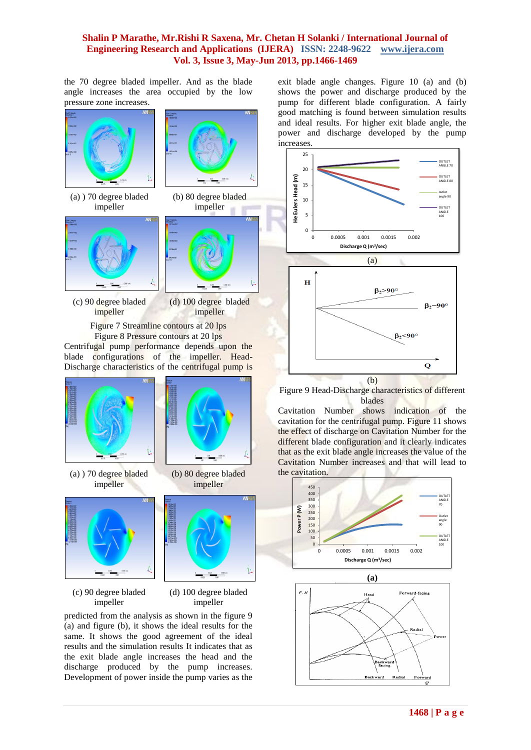the 70 degree bladed impeller. And as the blade angle increases the area occupied by the low pressure zone increases.

(a) ) 70 degree bladed impeller

(b) 80 degree bladed impeller

(c) 90 degree bladed impeller

(d) 100 degree bladed impeller

Figure 7 Streamline contours at 20 lps

Figure 8 Pressure contours at 20 lps

Centrifugal pump performance depends upon the blade configurations of the impeller. Head-Discharge characteristics of the centrifugal pump is

(a) ) 70 degree bladed impeller

(b) 80 degree bladed impeller

(c) 90 degree bladed impeller

(d) 100 degree bladed impeller

predicted from the analysis as shown in the figure 9 (a) and figure (b), it shows the ideal results for the same. It shows the good agreement of the ideal results and the simulation results It indicates that as the exit blade angle increases the head and the discharge produced by the pump increases. Development of power inside the pump varies as the exit blade angle changes. Figure 10 (a) and (b) shows the power and discharge produced by the pump for different blade configuration. A fairly good matching is found between simulation results and ideal results. For higher exit blade angle, the power and discharge developed by the pump increases.

(a)

(b)

Figure 9 Head-Discharge characteristics of different blades

Cavitation Number shows indication of the cavitation for the centrifugal pump. Figure 11 shows the effect of discharge on Cavitation Number for the different blade configuration and it clearly indicates that as the exit blade angle increases the value of the Cavitation Number increases and that will lead to the cavitation.

**(a)**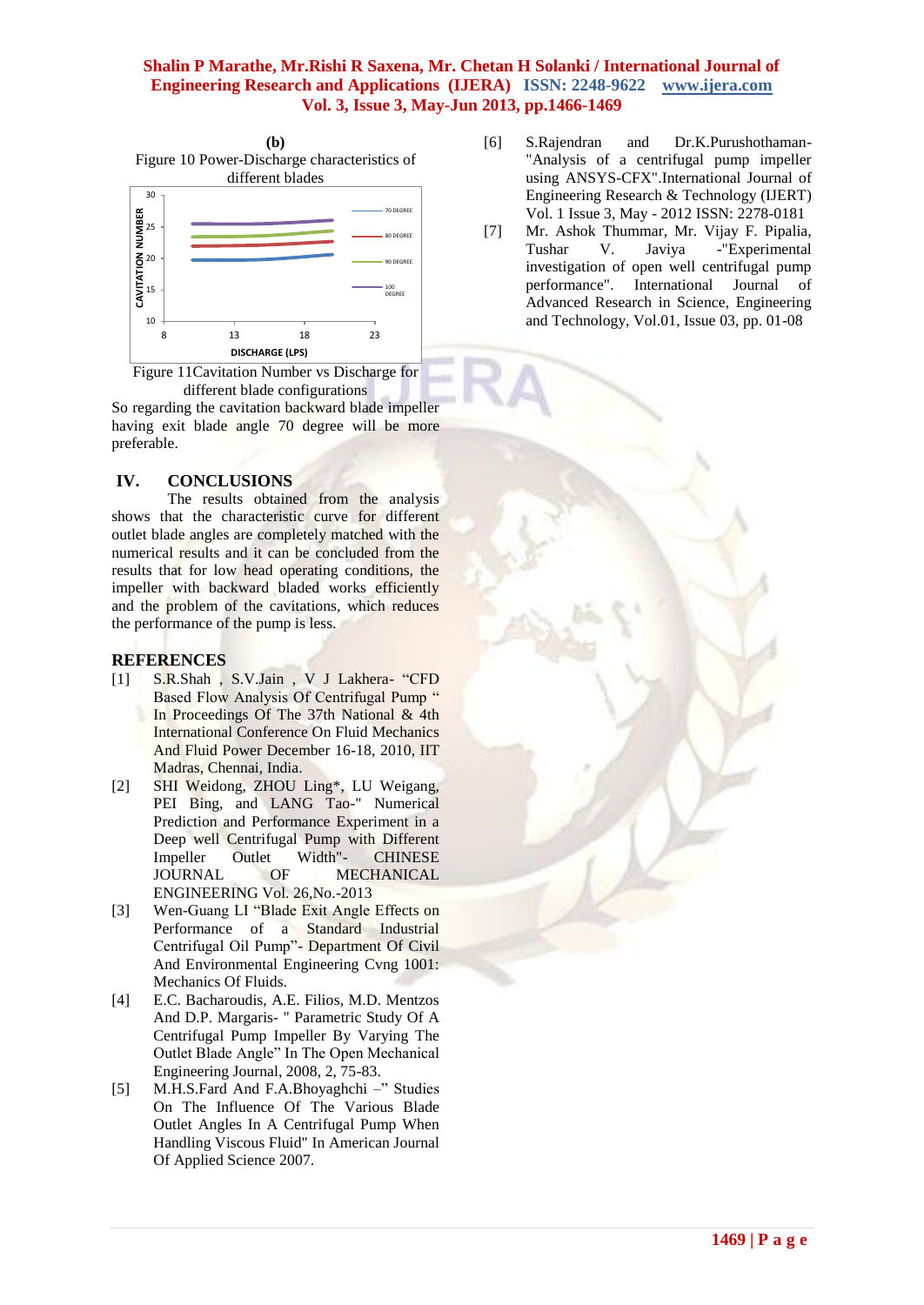**(b)**

Figure 10 Power-Discharge characteristics of different blades

30
25
20
15
10
CAVITATION NUMBER
8
13
18
23
DISCHARGE (LPS)
70 DEGREE
80 DEGREE
90 DEGREE
100 DEGREE

Figure 11Cavitation Number vs Discharge for different blade configurations

So regarding the cavitation backward blade impeller having exit blade angle 70 degree will be more preferable.

## IV. CONCLUSIONS

The results obtained from the analysis shows that the characteristic curve for different outlet blade angles are completely matched with the numerical results and it can be concluded from the results that for low head operating conditions, the impeller with backward bladed works efficiently and the problem of the cavitations, which reduces the performance of the pump is less.

## REFERENCES

[1] S.R.Shah , S.V.Jain , V J Lakhera- "CFD Based Flow Analysis Of Centrifugal Pump " In Proceedings Of The 37th National & 4th International Conference On Fluid Mechanics And Fluid Power December 16-18, 2010, IIT Madras, Chennai, India.

[2] SHI Weidong, ZHOU Ling*, LU Weigang, PEI Bing, and LANG Tao-" Numerical Prediction and Performance Experiment in a Deep well Centrifugal Pump with Different Impeller Outlet Width"- CHINESE JOURNAL OF MECHANICAL ENGINEERING Vol. 26,No.-2013

[3] Wen-Guang LI "Blade Exit Angle Effects on Performance of a Standard Industrial Centrifugal Oil Pump"- Department Of Civil And Environmental Engineering Cvng 1001: Mechanics Of Fluids.

[4] E.C. Bacharoudis, A.E. Filios, M.D. Mentzos And D.P. Margaris- " Parametric Study Of A Centrifugal Pump Impeller By Varying The Outlet Blade Angle" In The Open Mechanical Engineering Journal, 2008, 2, 75-83.

[5] M.H.S.Fard And F.A.Bhoyaghchi –" Studies On The Influence Of The Various Blade Outlet Angles In A Centrifugal Pump When Handling Viscous Fluid" In American Journal Of Applied Science 2007.

[6] S.Rajendran and Dr.K.Purushothaman- "Analysis of a centrifugal pump impeller using ANSYS-CFX".International Journal of Engineering Research & Technology (IJERT) Vol. 1 Issue 3, May - 2012 ISSN: 2278-0181

[7] Mr. Ashok Thummar, Mr. Vijay F. Pipalia, Tushar V. Javiya -"Experimental investigation of open well centrifugal pump performance". International Journal of Advanced Research in Science, Engineering and Technology, Vol.01, Issue 03, pp. 01-08